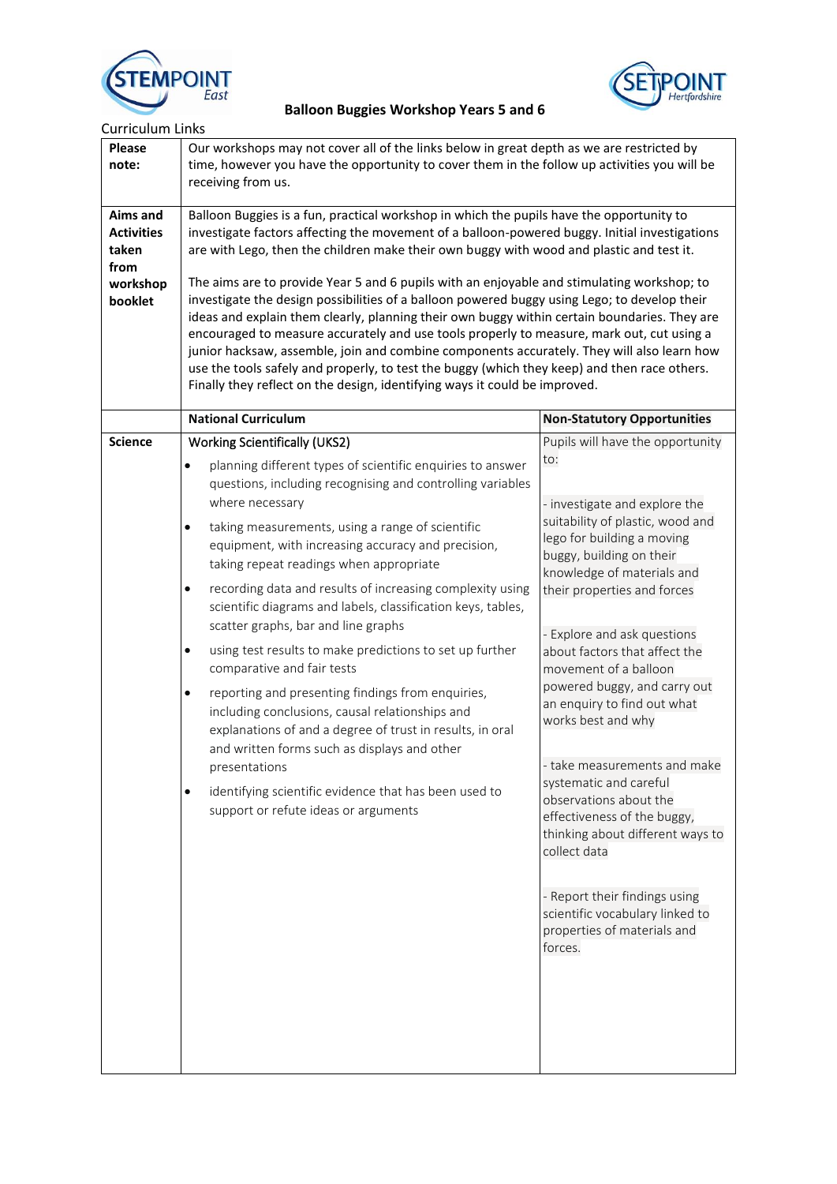STEMPOINT East

SETPOINT Hertfordshire

# Balloon Buggies Workshop Years 5 and 6

Curriculum Links

| | | |
|---|---|---|
| **Please note:** | Our workshops may not cover all of the links below in great depth as we are restricted by time, however you have the opportunity to cover them in the follow up activities you will be receiving from us. | |
| **Aims and Activities taken from workshop booklet** | Balloon Buggies is a fun, practical workshop in which the pupils have the opportunity to investigate factors affecting the movement of a balloon-powered buggy. Initial investigations are with Lego, then the children make their own buggy with wood and plastic and test it.<br><br>The aims are to provide Year 5 and 6 pupils with an enjoyable and stimulating workshop; to investigate the design possibilities of a balloon powered buggy using Lego; to develop their ideas and explain them clearly, planning their own buggy within certain boundaries. They are encouraged to measure accurately and use tools properly to measure, mark out, cut using a junior hacksaw, assemble, join and combine components accurately. They will also learn how use the tools safely and properly, to test the buggy (which they keep) and then race others. Finally they reflect on the design, identifying ways it could be improved. | |
| | **National Curriculum** | **Non-Statutory Opportunities** |
| **Science** | Working Scientifically (UKS2)<br>• planning different types of scientific enquiries to answer questions, including recognising and controlling variables where necessary<br>• taking measurements, using a range of scientific equipment, with increasing accuracy and precision, taking repeat readings when appropriate<br>• recording data and results of increasing complexity using scientific diagrams and labels, classification keys, tables, scatter graphs, bar and line graphs<br>• using test results to make predictions to set up further comparative and fair tests<br>• reporting and presenting findings from enquiries, including conclusions, causal relationships and explanations of and a degree of trust in results, in oral and written forms such as displays and other presentations<br>• identifying scientific evidence that has been used to support or refute ideas or arguments | Pupils will have the opportunity to:<br><br>- investigate and explore the suitability of plastic, wood and lego for building a moving buggy, building on their knowledge of materials and their properties and forces<br><br>- Explore and ask questions about factors that affect the movement of a balloon powered buggy, and carry out an enquiry to find out what works best and why<br><br>- take measurements and make systematic and careful observations about the effectiveness of the buggy, thinking about different ways to collect data<br><br>- Report their findings using scientific vocabulary linked to properties of materials and forces. |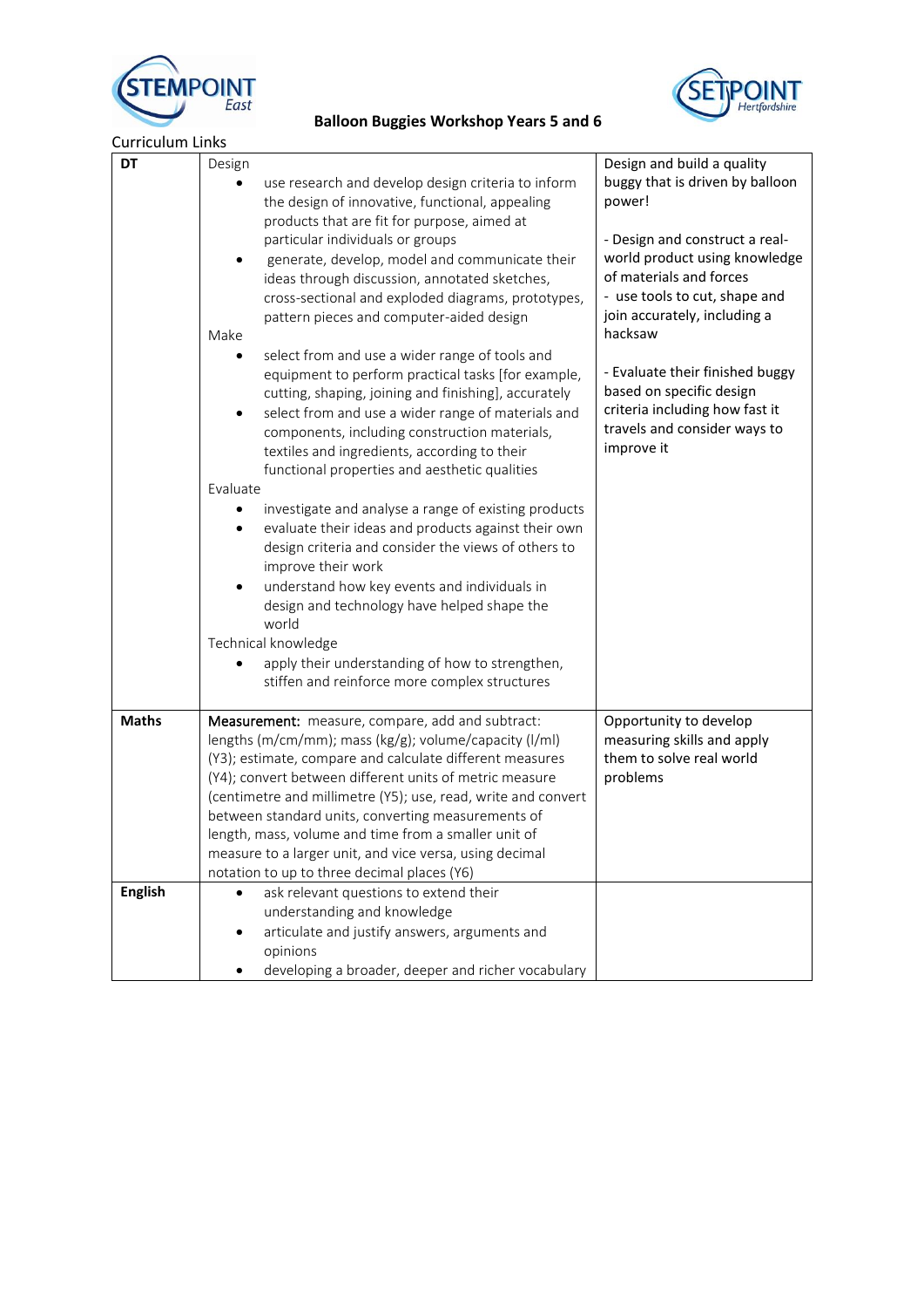## Balloon Buggies Workshop Years 5 and 6

Curriculum Links

| | | |
|---|---|---|
| **DT** | Design<br>• use research and develop design criteria to inform the design of innovative, functional, appealing products that are fit for purpose, aimed at particular individuals or groups<br>• generate, develop, model and communicate their ideas through discussion, annotated sketches, cross-sectional and exploded diagrams, prototypes, pattern pieces and computer-aided design<br>Make<br>• select from and use a wider range of tools and equipment to perform practical tasks [for example, cutting, shaping, joining and finishing], accurately<br>• select from and use a wider range of materials and components, including construction materials, textiles and ingredients, according to their functional properties and aesthetic qualities<br>Evaluate<br>• investigate and analyse a range of existing products<br>• evaluate their ideas and products against their own design criteria and consider the views of others to improve their work<br>• understand how key events and individuals in design and technology have helped shape the world<br>Technical knowledge<br>• apply their understanding of how to strengthen, stiffen and reinforce more complex structures | Design and build a quality buggy that is driven by balloon power!<br><br>- Design and construct a real-world product using knowledge of materials and forces<br>- use tools to cut, shape and join accurately, including a hacksaw<br><br>- Evaluate their finished buggy based on specific design criteria including how fast it travels and consider ways to improve it |
| **Maths** | Measurement: measure, compare, add and subtract: lengths (m/cm/mm); mass (kg/g); volume/capacity (l/ml) (Y3); estimate, compare and calculate different measures (Y4); convert between different units of metric measure (centimetre and millimetre (Y5); use, read, write and convert between standard units, converting measurements of length, mass, volume and time from a smaller unit of measure to a larger unit, and vice versa, using decimal notation to up to three decimal places (Y6) | Opportunity to develop measuring skills and apply them to solve real world problems |
| **English** | • ask relevant questions to extend their understanding and knowledge<br>• articulate and justify answers, arguments and opinions<br>• developing a broader, deeper and richer vocabulary | |